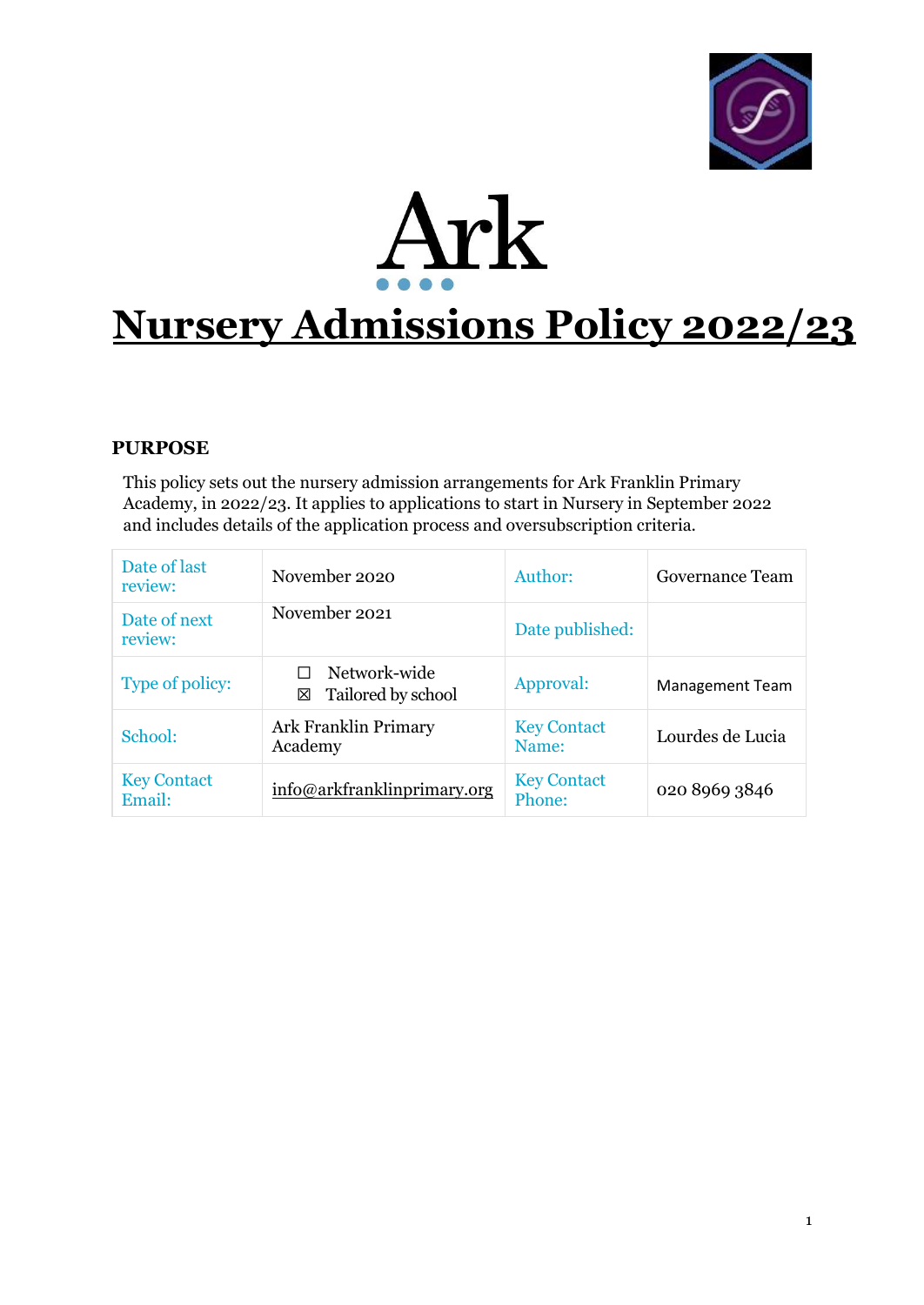Ark

# Nursery Admissions Policy 2022/23

## PURPOSE

This policy sets out the nursery admission arrangements for Ark Franklin Primary Academy, in 2022/23. It applies to applications to start in Nursery in September 2022 and includes details of the application process and oversubscription criteria.

| Date of last review: | November 2020 | Author: | Governance Team |
|---|---|---|---|
| Date of next review: | November 2021 | Date published: | |
| Type of policy: | ☐ Network-wide<br>☒ Tailored by school | Approval: | Management Team |
| School: | Ark Franklin Primary Academy | Key Contact Name: | Lourdes de Lucia |
| Key Contact Email: | info@arkfranklinprimary.org | Key Contact Phone: | 020 8969 3846 |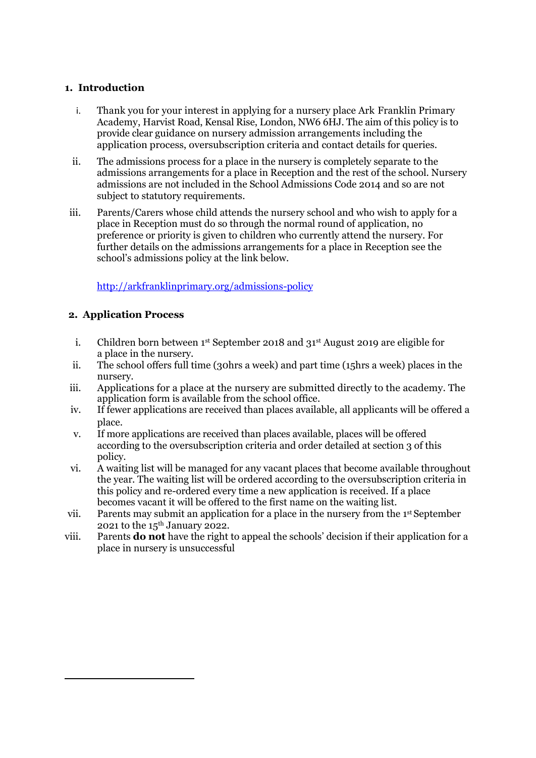## 1. Introduction

i. Thank you for your interest in applying for a nursery place Ark Franklin Primary Academy, Harvist Road, Kensal Rise, London, NW6 6HJ. The aim of this policy is to provide clear guidance on nursery admission arrangements including the application process, oversubscription criteria and contact details for queries.

ii. The admissions process for a place in the nursery is completely separate to the admissions arrangements for a place in Reception and the rest of the school. Nursery admissions are not included in the School Admissions Code 2014 and so are not subject to statutory requirements.

iii. Parents/Carers whose child attends the nursery school and who wish to apply for a place in Reception must do so through the normal round of application, no preference or priority is given to children who currently attend the nursery. For further details on the admissions arrangements for a place in Reception see the school's admissions policy at the link below.

[http://arkfranklinprimary.org/admissions-policy](http://arkfranklinprimary.org/admissions-policy)

## 2. Application Process

i. Children born between 1st September 2018 and 31st August 2019 are eligible for a place in the nursery.

ii. The school offers full time (30hrs a week) and part time (15hrs a week) places in the nursery.

iii. Applications for a place at the nursery are submitted directly to the academy. The application form is available from the school office.

iv. If fewer applications are received than places available, all applicants will be offered a place.

v. If more applications are received than places available, places will be offered according to the oversubscription criteria and order detailed at section 3 of this policy.

vi. A waiting list will be managed for any vacant places that become available throughout the year. The waiting list will be ordered according to the oversubscription criteria in this policy and re-ordered every time a new application is received. If a place becomes vacant it will be offered to the first name on the waiting list.

vii. Parents may submit an application for a place in the nursery from the 1st September 2021 to the 15th January 2022.

viii. Parents **do not** have the right to appeal the schools' decision if their application for a place in nursery is unsuccessful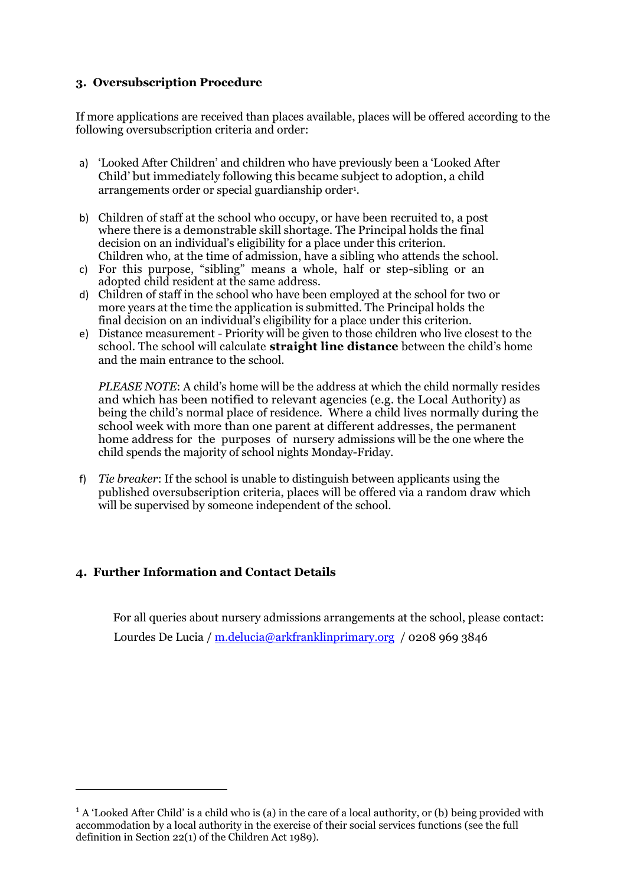### 3. Oversubscription Procedure

If more applications are received than places available, places will be offered according to the following oversubscription criteria and order:

a) 'Looked After Children' and children who have previously been a 'Looked After Child' but immediately following this became subject to adoption, a child arrangements order or special guardianship order[1].

b) Children of staff at the school who occupy, or have been recruited to, a post where there is a demonstrable skill shortage. The Principal holds the final decision on an individual's eligibility for a place under this criterion. Children who, at the time of admission, have a sibling who attends the school.

c) For this purpose, "sibling" means a whole, half or step-sibling or an adopted child resident at the same address.

d) Children of staff in the school who have been employed at the school for two or more years at the time the application is submitted. The Principal holds the final decision on an individual's eligibility for a place under this criterion.

e) Distance measurement - Priority will be given to those children who live closest to the school. The school will calculate **straight line distance** between the child's home and the main entrance to the school.

   *PLEASE NOTE*: A child's home will be the address at which the child normally resides and which has been notified to relevant agencies (e.g. the Local Authority) as being the child's normal place of residence. Where a child lives normally during the school week with more than one parent at different addresses, the permanent home address for the purposes of nursery admissions will be the one where the child spends the majority of school nights Monday-Friday.

f) *Tie breaker*: If the school is unable to distinguish between applicants using the published oversubscription criteria, places will be offered via a random draw which will be supervised by someone independent of the school.

### 4. Further Information and Contact Details

For all queries about nursery admissions arrangements at the school, please contact:
Lourdes De Lucia / [m.delucia@arkfranklinprimary.org](mailto:m.delucia@arkfranklinprimary.org) / 0208 969 3846

---

[1] A 'Looked After Child' is a child who is (a) in the care of a local authority, or (b) being provided with accommodation by a local authority in the exercise of their social services functions (see the full definition in Section 22(1) of the Children Act 1989).